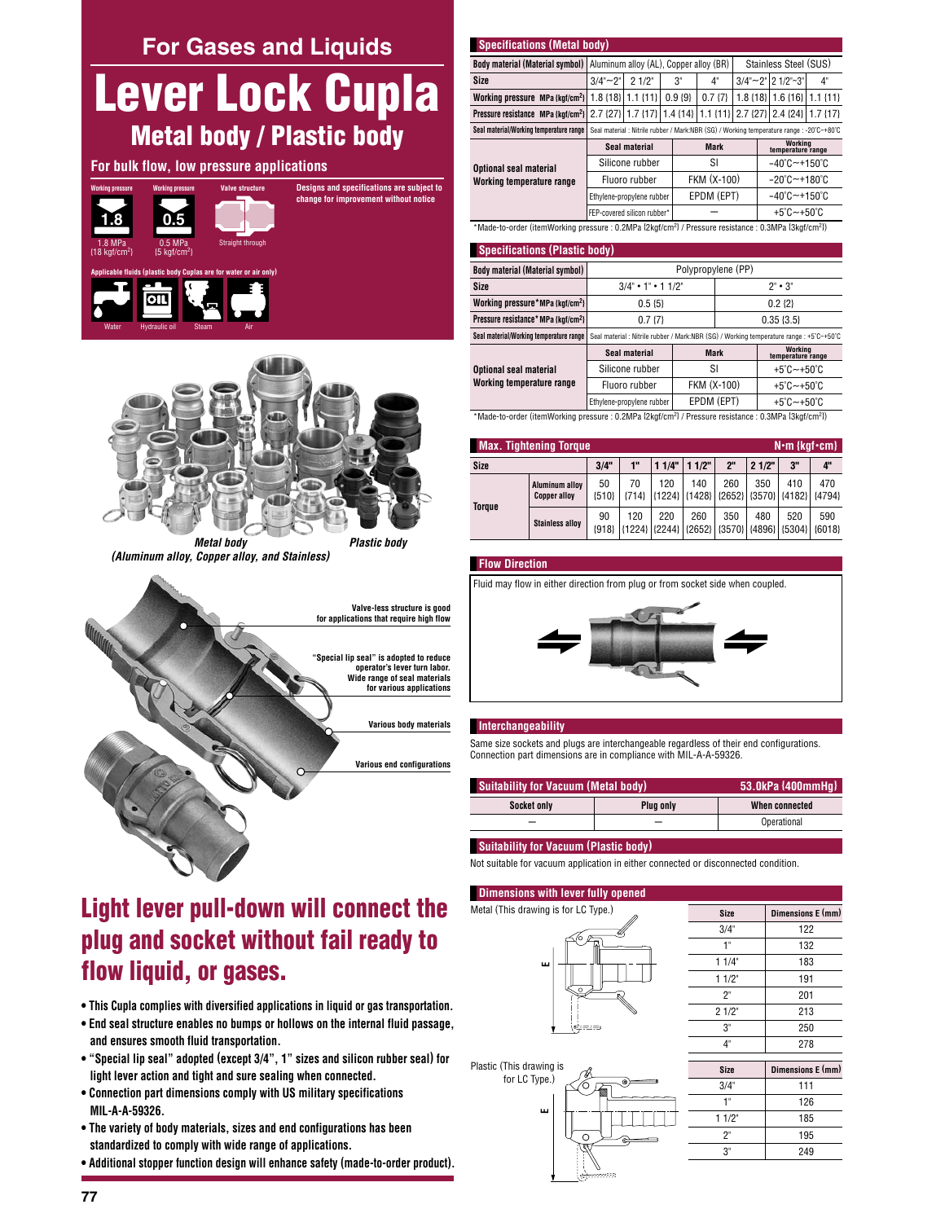# For Gases and Liquids

# Lever Lock Cupla

## Metal body / Plastic body

### For bulk flow, low pressure applications

Working pressure: 1.8 MPa {18 kgf/cm²}
Working pressure: 0.5 MPa {5 kgf/cm²}
Valve structure: Straight through

Designs and specifications are subject to change for improvement without notice

Applicable fluids (plastic body Cuplas are for water or air only)

Water / Hydraulic oil / Steam / Air

*Metal body (Aluminum alloy, Copper alloy, and Stainless)* *Plastic body*

Valve-less structure is good for applications that require high flow

"Special lip seal" is adopted to reduce operator's lever turn labor. Wide range of seal materials for various applications

Various body materials

Various end configurations

## Light lever pull-down will connect the plug and socket without fail ready to flow liquid, or gases.

- This Cupla complies with diversified applications in liquid or gas transportation.
- End seal structure enables no bumps or hollows on the internal fluid passage, and ensures smooth fluid transportation.
- "Special lip seal" adopted (except 3/4", 1" sizes and silicon rubber seal) for light lever action and tight and sure sealing when connected.
- Connection part dimensions comply with US military specifications MIL-A-A-59326.
- The variety of body materials, sizes and end configurations has been standardized to comply with wide range of applications.
- Additional stopper function design will enhance safety (made-to-order product).

### Specifications (Metal body)

| Body material (Material symbol) | Aluminum alloy (AL), Copper alloy (BR) | | | | Stainless Steel (SUS) | | |
|---|---|---|---|---|---|---|---|
| Size | 3/4"~2" | 2 1/2" | 3" | 4" | 3/4"~2" | 2 1/2"~3" | 4" |
| Working pressure MPa {kgf/cm²} | 1.8 {18} | 1.1 {11} | 0.9 {9} | 0.7 {7} | 1.8 {18} | 1.6 {16} | 1.1 {11} |
| Pressure resistance MPa {kgf/cm²} | 2.7 {27} | 1.7 {17} | 1.4 {14} | 1.1 {11} | 2.7 {27} | 2.4 {24} | 1.7 {17} |
| Seal material/Working temperature range | Seal material : Nitrile rubber / Mark:NBR (SG) / Working temperature range : -20°C~+80°C | | | | | | |

| Optional seal material Working temperature range | Seal material | Mark | Working temperature range |
|---|---|---|---|
| | Silicone rubber | SI | -40°C~+150°C |
| | Fluoro rubber | FKM (X-100) | -20°C~+180°C |
| | Ethylene-propylene rubber | EPDM (EPT) | -40°C~+150°C |
| | FEP-covered silicon rubber* | — | +5°C~+50°C |

*Made-to-order (itemWorking pressure : 0.2MPa {2kgf/cm²} / Pressure resistance : 0.3MPa {3kgf/cm²})

### Specifications (Plastic body)

| Body material (Material symbol) | Polypropylene (PP) | |
|---|---|---|
| Size | 3/4" • 1" • 1 1/2" | 2" • 3" |
| Working pressure* MPa {kgf/cm²} | 0.5 {5} | 0.2 {2} |
| Pressure resistance* MPa {kgf/cm²} | 0.7 {7} | 0.35 {3.5} |
| Seal material/Working temperature range | Seal material : Nitrile rubber / Mark:NBR (SG) / Working temperature range : +5°C~+50°C | |

| Optional seal material Working temperature range | Seal material | Mark | Working temperature range |
|---|---|---|---|
| | Silicone rubber | SI | +5°C~+50°C |
| | Fluoro rubber | FKM (X-100) | +5°C~+50°C |
| | Ethylene-propylene rubber | EPDM (EPT) | +5°C~+50°C |

*Made-to-order (itemWorking pressure : 0.2MPa {2kgf/cm²} / Pressure resistance : 0.3MPa {3kgf/cm²})

### Max. Tightening Torque

N•m {kgf•cm}

| Size | | 3/4" | 1" | 1 1/4" | 1 1/2" | 2" | 2 1/2" | 3" | 4" |
|---|---|---|---|---|---|---|---|---|---|
| Torque | Aluminum alloy Copper alloy | 50 {510} | 70 {714} | 120 {1224} | 140 {1428} | 260 {2652} | 350 {3570} | 410 {4182} | 470 {4794} |
| | Stainless alloy | 90 {918} | 120 {1224} | 220 {2244} | 260 {2652} | 350 {3570} | 480 {4896} | 520 {5304} | 590 {6018} |

### Flow Direction

Fluid may flow in either direction from plug or from socket side when coupled.

### Interchangeability

Same size sockets and plugs are interchangeable regardless of their end configurations. Connection part dimensions are in compliance with MIL-A-A-59326.

### Suitability for Vacuum (Metal body)

53.0kPa {400mmHg}

| Socket only | Plug only | When connected |
|---|---|---|
| — | — | Operational |

### Suitability for Vacuum (Plastic body)

Not suitable for vacuum application in either connected or disconnected condition.

### Dimensions with lever fully opened

Metal (This drawing is for LC Type.)

| Size | Dimensions E (mm) |
|---|---|
| 3/4" | 122 |
| 1" | 132 |
| 1 1/4" | 183 |
| 1 1/2" | 191 |
| 2" | 201 |
| 2 1/2" | 213 |
| 3" | 250 |
| 4" | 278 |

Plastic (This drawing is for LC Type.)

| Size | Dimensions E (mm) |
|---|---|
| 3/4" | 111 |
| 1" | 126 |
| 1 1/2" | 185 |
| 2" | 195 |
| 3" | 249 |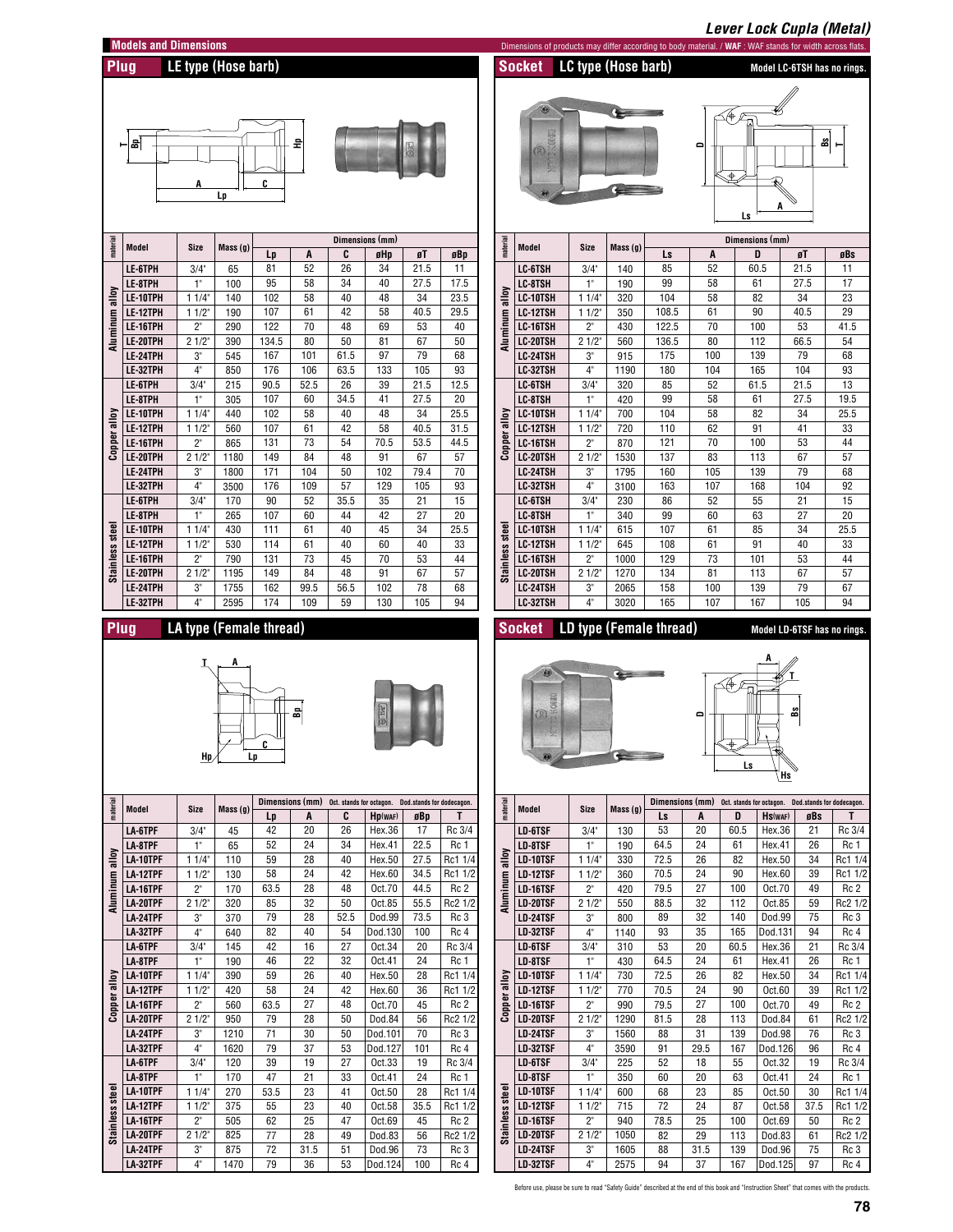# Lever Lock Cupla (Metal)

## Models and Dimensions

Dimensions of products may differ according to body material. / **WAF** : WAF stands for width across flats.

### Plug LE type (Hose barb)

| material | Model | Size | Mass (g) | Dimensions (mm) | | | | | |
|---|---|---|---|---|---|---|---|---|---|
| | | | | Lp | A | C | øHp | øT | øBp |
| Aluminum alloy | LE-6TPH | 3/4" | 65 | 81 | 52 | 26 | 34 | 21.5 | 11 |
| | LE-8TPH | 1" | 100 | 95 | 58 | 34 | 40 | 27.5 | 17.5 |
| | LE-10TPH | 1 1/4" | 140 | 102 | 58 | 40 | 48 | 34 | 23.5 |
| | LE-12TPH | 1 1/2" | 190 | 107 | 61 | 42 | 58 | 40.5 | 29.5 |
| | LE-16TPH | 2" | 290 | 122 | 70 | 48 | 69 | 53 | 40 |
| | LE-20TPH | 2 1/2" | 390 | 134.5 | 80 | 50 | 81 | 67 | 50 |
| | LE-24TPH | 3" | 545 | 167 | 101 | 61.5 | 97 | 79 | 68 |
| | LE-32TPH | 4" | 850 | 176 | 106 | 63.5 | 133 | 105 | 93 |
| Copper alloy | LE-6TPH | 3/4" | 215 | 90.5 | 52.5 | 26 | 39 | 21.5 | 12.5 |
| | LE-8TPH | 1" | 305 | 107 | 60 | 34.5 | 41 | 27.5 | 20 |
| | LE-10TPH | 1 1/4" | 440 | 102 | 58 | 40 | 48 | 34 | 25.5 |
| | LE-12TPH | 1 1/2" | 560 | 107 | 61 | 42 | 58 | 40.5 | 31.5 |
| | LE-16TPH | 2" | 865 | 131 | 73 | 54 | 70.5 | 53.5 | 44.5 |
| | LE-20TPH | 2 1/2" | 1180 | 149 | 84 | 48 | 91 | 67 | 57 |
| | LE-24TPH | 3" | 1800 | 171 | 104 | 50 | 102 | 79.4 | 70 |
| | LE-32TPH | 4" | 3500 | 176 | 109 | 57 | 129 | 105 | 93 |
| Stainless steel | LE-6TPH | 3/4" | 170 | 90 | 52 | 35.5 | 35 | 21 | 15 |
| | LE-8TPH | 1" | 265 | 107 | 60 | 44 | 42 | 27 | 20 |
| | LE-10TPH | 1 1/4" | 430 | 111 | 61 | 40 | 45 | 34 | 25.5 |
| | LE-12TPH | 1 1/2" | 530 | 114 | 61 | 40 | 60 | 40 | 33 |
| | LE-16TPH | 2" | 790 | 131 | 73 | 45 | 70 | 53 | 44 |
| | LE-20TPH | 2 1/2" | 1195 | 149 | 84 | 48 | 91 | 67 | 57 |
| | LE-24TPH | 3" | 1755 | 162 | 99.5 | 56.5 | 102 | 78 | 68 |
| | LE-32TPH | 4" | 2595 | 174 | 109 | 59 | 130 | 105 | 94 |

### Socket LC type (Hose barb)

Model LC-6TSH has no rings.

| material | Model | Size | Mass (g) | Dimensions (mm) | | | | |
|---|---|---|---|---|---|---|---|---|
| | | | | Ls | A | D | øT | øBs |
| Aluminum alloy | LC-6TSH | 3/4" | 140 | 85 | 52 | 60.5 | 21.5 | 11 |
| | LC-8TSH | 1" | 190 | 99 | 58 | 61 | 27.5 | 17 |
| | LC-10TSH | 1 1/4" | 320 | 104 | 58 | 82 | 34 | 23 |
| | LC-12TSH | 1 1/2" | 350 | 108.5 | 61 | 90 | 40.5 | 29 |
| | LC-16TSH | 2" | 430 | 122.5 | 70 | 100 | 53 | 41.5 |
| | LC-20TSH | 2 1/2" | 560 | 136.5 | 80 | 112 | 66.5 | 54 |
| | LC-24TSH | 3" | 915 | 175 | 100 | 139 | 79 | 68 |
| | LC-32TSH | 4" | 1190 | 180 | 104 | 165 | 104 | 93 |
| Copper alloy | LC-6TSH | 3/4" | 320 | 85 | 52 | 61.5 | 21.5 | 13 |
| | LC-8TSH | 1" | 420 | 99 | 58 | 61 | 27.5 | 19.5 |
| | LC-10TSH | 1 1/4" | 700 | 104 | 58 | 82 | 34 | 25.5 |
| | LC-12TSH | 1 1/2" | 720 | 110 | 62 | 91 | 41 | 33 |
| | LC-16TSH | 2" | 870 | 121 | 70 | 100 | 53 | 44 |
| | LC-20TSH | 2 1/2" | 1530 | 137 | 83 | 113 | 67 | 57 |
| | LC-24TSH | 3" | 1795 | 160 | 105 | 139 | 79 | 68 |
| | LC-32TSH | 4" | 3100 | 163 | 107 | 168 | 104 | 92 |
| Stainless steel | LC-6TSH | 3/4" | 230 | 86 | 52 | 55 | 21 | 15 |
| | LC-8TSH | 1" | 340 | 99 | 60 | 63 | 27 | 20 |
| | LC-10TSH | 1 1/4" | 615 | 107 | 61 | 85 | 34 | 25.5 |
| | LC-12TSH | 1 1/2" | 645 | 108 | 61 | 91 | 40 | 33 |
| | LC-16TSH | 2" | 1000 | 129 | 73 | 101 | 53 | 44 |
| | LC-20TSH | 2 1/2" | 1270 | 134 | 81 | 113 | 67 | 57 |
| | LC-24TSH | 3" | 2065 | 158 | 100 | 139 | 79 | 67 |
| | LC-32TSH | 4" | 3020 | 165 | 107 | 167 | 105 | 94 |

### Plug LA type (Female thread)

Oct. stands for octagon. Dod.stands for dodecagon.

| material | Model | Size | Mass (g) | Dimensions (mm) | | | | | |
|---|---|---|---|---|---|---|---|---|---|
| | | | | Lp | A | C | Hp(WAF) | øBp | T |
| Aluminum alloy | LA-6TPF | 3/4" | 45 | 42 | 20 | 26 | Hex.36 | 17 | Rc 3/4 |
| | LA-8TPF | 1" | 65 | 52 | 24 | 34 | Hex.41 | 22.5 | Rc 1 |
| | LA-10TPF | 1 1/4" | 110 | 59 | 28 | 40 | Hex.50 | 27.5 | Rc1 1/4 |
| | LA-12TPF | 1 1/2" | 130 | 58 | 24 | 42 | Hex.60 | 34.5 | Rc1 1/2 |
| | LA-16TPF | 2" | 170 | 63.5 | 28 | 48 | Oct.70 | 44.5 | Rc 2 |
| | LA-20TPF | 2 1/2" | 320 | 85 | 32 | 50 | Oct.85 | 55.5 | Rc2 1/2 |
| | LA-24TPF | 3" | 370 | 79 | 28 | 52.5 | Dod.99 | 73.5 | Rc 3 |
| | LA-32TPF | 4" | 640 | 82 | 40 | 54 | Dod.130 | 100 | Rc 4 |
| Copper alloy | LA-6TPF | 3/4" | 145 | 42 | 16 | 27 | Oct.34 | 20 | Rc 3/4 |
| | LA-8TPF | 1" | 190 | 46 | 22 | 32 | Oct.41 | 24 | Rc 1 |
| | LA-10TPF | 1 1/4" | 390 | 59 | 26 | 40 | Hex.50 | 28 | Rc1 1/4 |
| | LA-12TPF | 1 1/2" | 420 | 58 | 24 | 42 | Hex.60 | 36 | Rc1 1/2 |
| | LA-16TPF | 2" | 560 | 63.5 | 27 | 48 | Oct.70 | 45 | Rc 2 |
| | LA-20TPF | 2 1/2" | 950 | 79 | 28 | 50 | Oct.84 | 56 | Rc2 1/2 |
| | LA-24TPF | 3" | 1210 | 71 | 30 | 50 | Dod.101 | 70 | Rc 3 |
| | LA-32TPF | 4" | 1620 | 79 | 37 | 53 | Dod.127 | 101 | Rc 4 |
| Stainless steel | LA-6TPF | 3/4" | 120 | 39 | 19 | 27 | Oct.33 | 19 | Rc 3/4 |
| | LA-8TPF | 1" | 170 | 47 | 21 | 33 | Oct.41 | 24 | Rc 1 |
| | LA-10TPF | 1 1/4" | 270 | 53.5 | 23 | 41 | Oct.50 | 28 | Rc1 1/4 |
| | LA-12TPF | 1 1/2" | 375 | 55 | 23 | 40 | Oct.58 | 35.5 | Rc1 1/2 |
| | LA-16TPF | 2" | 505 | 62 | 25 | 47 | Oct.69 | 45 | Rc 2 |
| | LA-20TPF | 2 1/2" | 825 | 77 | 28 | 49 | Dod.83 | 56 | Rc2 1/2 |
| | LA-24TPF | 3" | 875 | 72 | 31.5 | 51 | Dod.96 | 73 | Rc 3 |
| | LA-32TPF | 4" | 1470 | 79 | 36 | 53 | Dod.124 | 100 | Rc 4 |

### Socket LD type (Female thread)

Model LD-6TSF has no rings.

Oct. stands for octagon. Dod.stands for dodecagon.

| material | Model | Size | Mass (g) | Dimensions (mm) | | | | | |
|---|---|---|---|---|---|---|---|---|---|
| | | | | Ls | A | D | Hs(WAF) | øBs | T |
| Aluminum alloy | LD-6TSF | 3/4" | 130 | 53 | 20 | 60.5 | Hex.36 | 21 | Rc 3/4 |
| | LD-8TSF | 1" | 190 | 64.5 | 24 | 61 | Hex.41 | 26 | Rc 1 |
| | LD-10TSF | 1 1/4" | 330 | 72.5 | 26 | 82 | Hex.50 | 34 | Rc1 1/4 |
| | LD-12TSF | 1 1/2" | 360 | 70.5 | 24 | 90 | Hex.60 | 39 | Rc1 1/2 |
| | LD-16TSF | 2" | 420 | 79.5 | 27 | 100 | Oct.70 | 49 | Rc 2 |
| | LD-20TSF | 2 1/2" | 550 | 88.5 | 32 | 112 | Oct.85 | 59 | Rc2 1/2 |
| | LD-24TSF | 3" | 800 | 89 | 32 | 140 | Dod.99 | 75 | Rc 3 |
| | LD-32TSF | 4" | 1140 | 93 | 35 | 165 | Dod.131 | 94 | Rc 4 |
| Copper alloy | LD-6TSF | 3/4" | 310 | 53 | 20 | 60.5 | Hex.36 | 21 | Rc 3/4 |
| | LD-8TSF | 1" | 430 | 64.5 | 24 | 61 | Hex.41 | 26 | Rc 1 |
| | LD-10TSF | 1 1/4" | 730 | 72.5 | 26 | 82 | Hex.50 | 34 | Rc1 1/4 |
| | LD-12TSF | 1 1/2" | 770 | 70.5 | 24 | 90 | Oct.60 | 39 | Rc1 1/2 |
| | LD-16TSF | 2" | 990 | 79.5 | 27 | 100 | Oct.70 | 49 | Rc 2 |
| | LD-20TSF | 2 1/2" | 1290 | 81.5 | 28 | 113 | Dod.84 | 61 | Rc2 1/2 |
| | LD-24TSF | 3" | 1560 | 88 | 31 | 139 | Dod.98 | 76 | Rc 3 |
| | LD-32TSF | 4" | 3590 | 91 | 29.5 | 167 | Dod.126 | 96 | Rc 4 |
| Stainless steel | LD-6TSF | 3/4" | 225 | 52 | 18 | 55 | Oct.32 | 19 | Rc 3/4 |
| | LD-8TSF | 1" | 350 | 60 | 20 | 63 | Oct.41 | 24 | Rc 1 |
| | LD-10TSF | 1 1/4" | 600 | 68 | 23 | 85 | Oct.50 | 30 | Rc1 1/4 |
| | LD-12TSF | 1 1/2" | 715 | 72 | 24 | 87 | Oct.58 | 37.5 | Rc1 1/2 |
| | LD-16TSF | 2" | 940 | 78.5 | 25 | 100 | Oct.69 | 50 | Rc 2 |
| | LD-20TSF | 2 1/2" | 1050 | 82 | 29 | 113 | Dod.83 | 61 | Rc2 1/2 |
| | LD-24TSF | 3" | 1605 | 88 | 31.5 | 139 | Dod.96 | 75 | Rc 3 |
| | LD-32TSF | 4" | 2575 | 94 | 37 | 167 | Dod.125 | 97 | Rc 4 |

Before use, please be sure to read "Safety Guide" described at the end of this book and "Instruction Sheet" that comes with the products.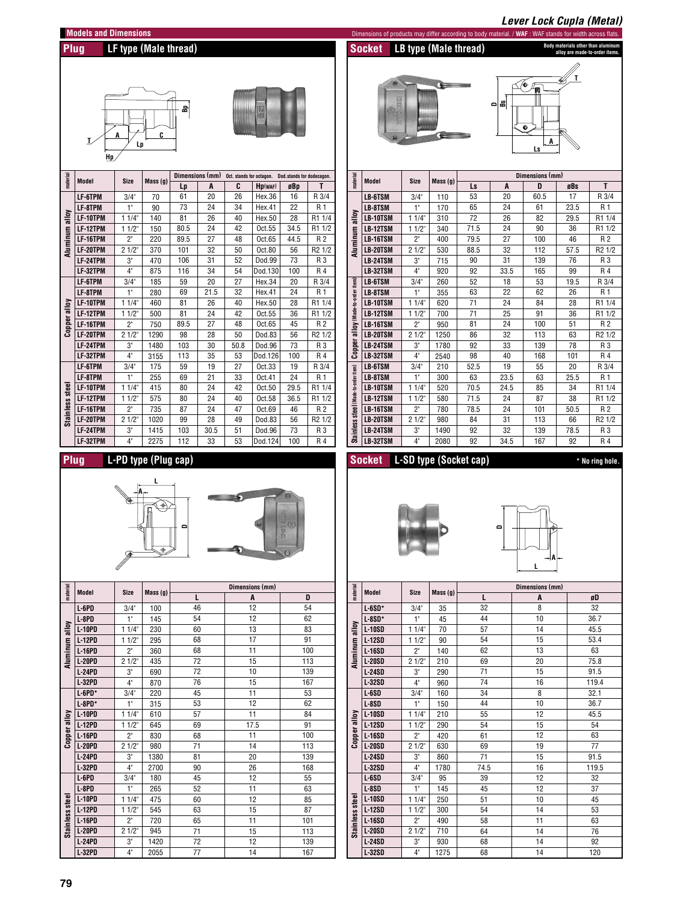# Lever Lock Cupla (Metal)

## Models and Dimensions

Dimensions of products may differ according to body material. / **WAF** : WAF stands for width across flats.

### Plug LF type (Male thread)

| material | Model | Size | Mass (g) | Dimensions (mm) Oct. stands for octagon. Dod. stands for dodecagon. | | | | | |
|---|---|---|---|---|---|---|---|---|---|
| | | | | Lp | A | C | Hp(WAF) | øBp | T |
| Aluminum alloy | LF-6TPM | 3/4" | 70 | 61 | 20 | 26 | Hex.36 | 16 | R 3/4 |
| | LF-8TPM | 1" | 90 | 73 | 24 | 34 | Hex.41 | 22 | R 1 |
| | LF-10TPM | 1 1/4" | 140 | 81 | 26 | 40 | Hex.50 | 28 | R1 1/4 |
| | LF-12TPM | 1 1/2" | 150 | 80.5 | 24 | 42 | Oct.55 | 34.5 | R1 1/2 |
| | LF-16TPM | 2" | 220 | 89.5 | 27 | 48 | Oct.65 | 44.5 | R 2 |
| | LF-20TPM | 2 1/2" | 370 | 101 | 32 | 50 | Oct.80 | 56 | R2 1/2 |
| | LF-24TPM | 3" | 470 | 106 | 31 | 52 | Dod.99 | 73 | R 3 |
| | LF-32TPM | 4" | 875 | 116 | 34 | 54 | Dod.130 | 100 | R 4 |
| Copper alloy | LF-6TPM | 3/4" | 185 | 59 | 20 | 27 | Hex.34 | 20 | R 3/4 |
| | LF-8TPM | 1" | 280 | 69 | 21.5 | 32 | Hex.41 | 24 | R 1 |
| | LF-10TPM | 1 1/4" | 460 | 81 | 26 | 40 | Hex.50 | 28 | R1 1/4 |
| | LF-12TPM | 1 1/2" | 500 | 81 | 24 | 42 | Oct.55 | 36 | R1 1/2 |
| | LF-16TPM | 2" | 750 | 89.5 | 27 | 48 | Oct.65 | 45 | R 2 |
| | LF-20TPM | 2 1/2" | 1290 | 98 | 28 | 50 | Dod.83 | 56 | R2 1/2 |
| | LF-24TPM | 3" | 1480 | 103 | 30 | 50.8 | Dod.96 | 73 | R 3 |
| | LF-32TPM | 4" | 3155 | 113 | 35 | 53 | Dod.126 | 100 | R 4 |
| Stainless steel | LF-6TPM | 3/4" | 175 | 59 | 19 | 27 | Oct.33 | 19 | R 3/4 |
| | LF-8TPM | 1" | 255 | 69 | 21 | 33 | Oct.41 | 24 | R 1 |
| | LF-10TPM | 1 1/4" | 415 | 80 | 24 | 42 | Oct.50 | 29.5 | R1 1/4 |
| | LF-12TPM | 1 1/2" | 575 | 80 | 24 | 40 | Oct.58 | 36.5 | R1 1/2 |
| | LF-16TPM | 2" | 735 | 87 | 24 | 47 | Oct.69 | 46 | R 2 |
| | LF-20TPM | 2 1/2" | 1020 | 99 | 28 | 49 | Dod.83 | 56 | R2 1/2 |
| | LF-24TPM | 3" | 1415 | 103 | 30.5 | 51 | Dod.96 | 73 | R 3 |
| | LF-32TPM | 4" | 2275 | 112 | 33 | 53 | Dod.124 | 100 | R 4 |

### Socket LB type (Male thread)

Body materials other than aluminum alloy are made-to-order items.

| material | Model | Size | Mass (g) | Dimensions (mm) | | | | |
|---|---|---|---|---|---|---|---|---|
| | | | | Ls | A | D | øBs | T |
| Aluminum alloy | LB-6TSM | 3/4" | 110 | 53 | 20 | 60.5 | 17 | R 3/4 |
| | LB-8TSM | 1" | 170 | 65 | 24 | 61 | 23.5 | R 1 |
| | LB-10TSM | 1 1/4" | 310 | 72 | 26 | 82 | 29.5 | R1 1/4 |
| | LB-12TSM | 1 1/2" | 340 | 71.5 | 24 | 90 | 36 | R1 1/2 |
| | LB-16TSM | 2" | 400 | 79.5 | 27 | 100 | 46 | R 2 |
| | LB-20TSM | 2 1/2" | 530 | 88.5 | 32 | 112 | 57.5 | R2 1/2 |
| | LB-24TSM | 3" | 715 | 90 | 31 | 139 | 76 | R 3 |
| | LB-32TSM | 4" | 920 | 92 | 33.5 | 165 | 99 | R 4 |
| Copper alloy (Made-to-order item) | LB-6TSM | 3/4" | 260 | 52 | 18 | 53 | 19.5 | R 3/4 |
| | LB-8TSM | 1" | 355 | 63 | 22 | 62 | 26 | R 1 |
| | LB-10TSM | 1 1/4" | 620 | 71 | 24 | 84 | 28 | R1 1/4 |
| | LB-12TSM | 1 1/2" | 700 | 71 | 25 | 91 | 36 | R1 1/2 |
| | LB-16TSM | 2" | 950 | 81 | 24 | 100 | 51 | R 2 |
| | LB-20TSM | 2 1/2" | 1250 | 86 | 32 | 113 | 63 | R2 1/2 |
| | LB-24TSM | 3" | 1780 | 92 | 33 | 139 | 78 | R 3 |
| | LB-32TSM | 4" | 2540 | 98 | 40 | 168 | 101 | R 4 |
| Stainless steel (Made-to-order item) | LB-6TSM | 3/4" | 210 | 52.5 | 19 | 55 | 20 | R 3/4 |
| | LB-8TSM | 1" | 300 | 63 | 23.5 | 63 | 25.5 | R 1 |
| | LB-10TSM | 1 1/4" | 520 | 70.5 | 24.5 | 85 | 34 | R1 1/4 |
| | LB-12TSM | 1 1/2" | 580 | 71.5 | 24 | 87 | 38 | R1 1/2 |
| | LB-16TSM | 2" | 780 | 78.5 | 24 | 101 | 50.5 | R 2 |
| | LB-20TSM | 2 1/2" | 980 | 84 | 31 | 113 | 66 | R2 1/2 |
| | LB-24TSM | 3" | 1490 | 92 | 32 | 139 | 78.5 | R 3 |
| | LB-32TSM | 4" | 2080 | 92 | 34.5 | 167 | 92 | R 4 |

### Plug L-PD type (Plug cap)

| material | Model | Size | Mass (g) | Dimensions (mm) | | |
|---|---|---|---|---|---|---|
| | | | | L | A | D |
| Aluminum alloy | L-6PD | 3/4" | 100 | 46 | 12 | 54 |
| | L-8PD | 1" | 145 | 54 | 12 | 62 |
| | L-10PD | 1 1/4" | 230 | 60 | 13 | 83 |
| | L-12PD | 1 1/2" | 295 | 68 | 17 | 91 |
| | L-16PD | 2" | 360 | 68 | 11 | 100 |
| | L-20PD | 2 1/2" | 435 | 72 | 15 | 113 |
| | L-24PD | 3" | 690 | 72 | 10 | 139 |
| | L-32PD | 4" | 870 | 76 | 15 | 167 |
| Copper alloy | L-6PD* | 3/4" | 220 | 45 | 11 | 53 |
| | L-8PD* | 1" | 315 | 53 | 12 | 62 |
| | L-10PD | 1 1/4" | 610 | 57 | 11 | 84 |
| | L-12PD | 1 1/2" | 645 | 69 | 17.5 | 91 |
| | L-16PD | 2" | 830 | 68 | 11 | 100 |
| | L-20PD | 2 1/2" | 980 | 71 | 14 | 113 |
| | L-24PD | 3" | 1380 | 81 | 20 | 139 |
| | L-32PD | 4" | 2700 | 90 | 26 | 168 |
| Stainless steel | L-6PD | 3/4" | 180 | 45 | 12 | 55 |
| | L-8PD | 1" | 265 | 52 | 11 | 63 |
| | L-10PD | 1 1/4" | 475 | 60 | 12 | 85 |
| | L-12PD | 1 1/2" | 545 | 63 | 15 | 87 |
| | L-16PD | 2" | 720 | 65 | 11 | 101 |
| | L-20PD | 2 1/2" | 945 | 71 | 15 | 113 |
| | L-24PD | 3" | 1420 | 72 | 12 | 139 |
| | L-32PD | 4" | 2055 | 77 | 14 | 167 |

### Socket L-SD type (Socket cap)

* No ring hole.

| material | Model | Size | Mass (g) | Dimensions (mm) | | |
|---|---|---|---|---|---|---|
| | | | | L | A | øD |
| Aluminum alloy | L-6SD* | 3/4" | 35 | 32 | 8 | 32 |
| | L-8SD* | 1" | 45 | 44 | 10 | 36.7 |
| | L-10SD | 1 1/4" | 70 | 57 | 14 | 45.5 |
| | L-12SD | 1 1/2" | 90 | 54 | 15 | 53.4 |
| | L-16SD | 2" | 140 | 62 | 13 | 63 |
| | L-20SD | 2 1/2" | 210 | 69 | 20 | 75.8 |
| | L-24SD | 3" | 290 | 71 | 15 | 91.5 |
| | L-32SD | 4" | 960 | 74 | 16 | 119.4 |
| Copper alloy | L-6SD | 3/4" | 160 | 34 | 8 | 32.1 |
| | L-8SD | 1" | 150 | 44 | 10 | 36.7 |
| | L-10SD | 1 1/4" | 210 | 55 | 12 | 45.5 |
| | L-12SD | 1 1/2" | 290 | 54 | 15 | 54 |
| | L-16SD | 2" | 420 | 61 | 12 | 63 |
| | L-20SD | 2 1/2" | 630 | 69 | 19 | 77 |
| | L-24SD | 3" | 860 | 71 | 15 | 91.5 |
| | L-32SD | 4" | 1780 | 74.5 | 16 | 119.5 |
| Stainless steel | L-6SD | 3/4" | 95 | 39 | 12 | 32 |
| | L-8SD | 1" | 145 | 45 | 12 | 37 |
| | L-10SD | 1 1/4" | 250 | 51 | 10 | 45 |
| | L-12SD | 1 1/2" | 300 | 54 | 14 | 53 |
| | L-16SD | 2" | 490 | 58 | 11 | 63 |
| | L-20SD | 2 1/2" | 710 | 64 | 14 | 76 |
| | L-24SD | 3" | 930 | 68 | 14 | 92 |
| | L-32SD | 4" | 1275 | 68 | 14 | 120 |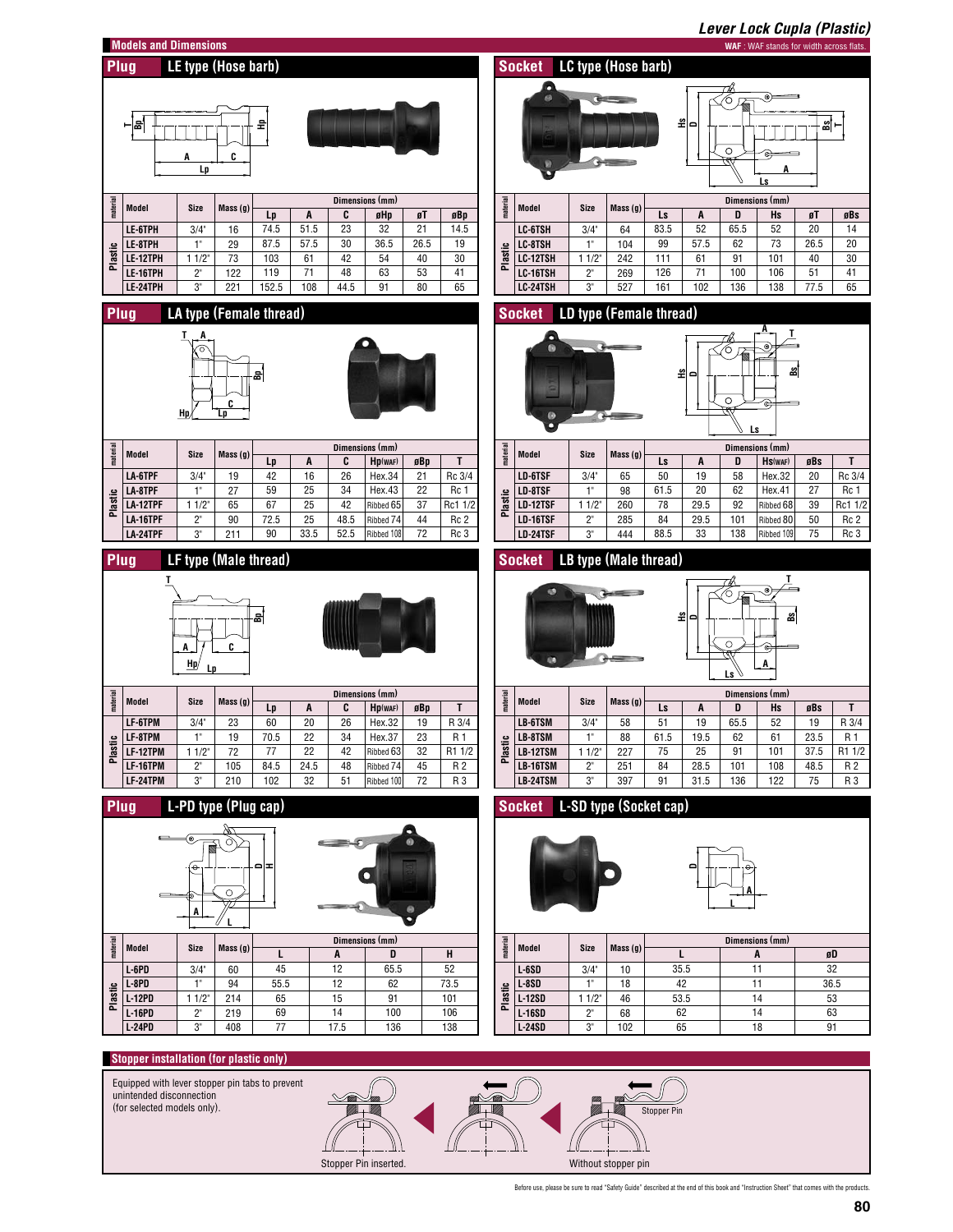# Lever Lock Cupla (Plastic)

## Models and Dimensions

WAF : WAF stands for width across flats.

### Plug LE type (Hose barb)

| material | Model | Size | Mass (g) | Dimensions (mm) | | | | | |
|---|---|---|---|---|---|---|---|---|---|
| | | | | Lp | A | C | øHp | øT | øBp |
| Plastic | LE-6TPH | 3/4" | 16 | 74.5 | 51.5 | 23 | 32 | 21 | 14.5 |
| | LE-8TPH | 1" | 29 | 87.5 | 57.5 | 30 | 36.5 | 26.5 | 19 |
| | LE-12TPH | 1 1/2" | 73 | 103 | 61 | 42 | 54 | 40 | 30 |
| | LE-16TPH | 2" | 122 | 119 | 71 | 48 | 63 | 53 | 41 |
| | LE-24TPH | 3" | 221 | 152.5 | 108 | 44.5 | 91 | 80 | 65 |

### Socket LC type (Hose barb)

| material | Model | Size | Mass (g) | Dimensions (mm) | | | | | |
|---|---|---|---|---|---|---|---|---|---|
| | | | | Ls | A | D | Hs | øT | øBs |
| Plastic | LC-6TSH | 3/4" | 64 | 83.5 | 52 | 65.5 | 52 | 20 | 14 |
| | LC-8TSH | 1" | 104 | 99 | 57.5 | 62 | 73 | 26.5 | 20 |
| | LC-12TSH | 1 1/2" | 242 | 111 | 61 | 91 | 101 | 40 | 30 |
| | LC-16TSH | 2" | 269 | 126 | 71 | 100 | 106 | 51 | 41 |
| | LC-24TSH | 3" | 527 | 161 | 102 | 136 | 138 | 77.5 | 65 |

### Plug LA type (Female thread)

| material | Model | Size | Mass (g) | Dimensions (mm) | | | | | |
|---|---|---|---|---|---|---|---|---|---|
| | | | | Lp | A | C | Hp(WAF) | øBp | T |
| Plastic | LA-6TPF | 3/4" | 19 | 42 | 16 | 26 | Hex.34 | 21 | Rc 3/4 |
| | LA-8TPF | 1" | 27 | 59 | 25 | 34 | Hex.43 | 22 | Rc 1 |
| | LA-12TPF | 1 1/2" | 65 | 67 | 25 | 42 | Ribbed 65 | 37 | Rc1 1/2 |
| | LA-16TPF | 2" | 90 | 72.5 | 25 | 48.5 | Ribbed 74 | 44 | Rc 2 |
| | LA-24TPF | 3" | 211 | 90 | 33.5 | 52.5 | Ribbed 108 | 72 | Rc 3 |

### Socket LD type (Female thread)

| material | Model | Size | Mass (g) | Dimensions (mm) | | | | | |
|---|---|---|---|---|---|---|---|---|---|
| | | | | Ls | A | D | Hs(WAF) | øBs | T |
| Plastic | LD-6TSF | 3/4" | 65 | 50 | 19 | 58 | Hex.32 | 20 | Rc 3/4 |
| | LD-8TSF | 1" | 98 | 61.5 | 20 | 62 | Hex.41 | 27 | Rc 1 |
| | LD-12TSF | 1 1/2" | 260 | 78 | 29.5 | 92 | Ribbed 68 | 39 | Rc1 1/2 |
| | LD-16TSF | 2" | 285 | 84 | 29.5 | 101 | Ribbed 80 | 50 | Rc 2 |
| | LD-24TSF | 3" | 444 | 88.5 | 33 | 138 | Ribbed 109 | 75 | Rc 3 |

### Plug LF type (Male thread)

| material | Model | Size | Mass (g) | Dimensions (mm) | | | | | |
|---|---|---|---|---|---|---|---|---|---|
| | | | | Lp | A | C | Hp(WAF) | øBp | T |
| Plastic | LF-6TPM | 3/4" | 23 | 60 | 20 | 26 | Hex.32 | 19 | R 3/4 |
| | LF-8TPM | 1" | 19 | 70.5 | 22 | 34 | Hex.37 | 23 | R 1 |
| | LF-12TPM | 1 1/2" | 72 | 77 | 22 | 42 | Ribbed 63 | 32 | R1 1/2 |
| | LF-16TPM | 2" | 105 | 84.5 | 24.5 | 48 | Ribbed 74 | 45 | R 2 |
| | LF-24TPM | 3" | 210 | 102 | 32 | 51 | Ribbed 100 | 72 | R 3 |

### Socket LB type (Male thread)

| material | Model | Size | Mass (g) | Dimensions (mm) | | | | | |
|---|---|---|---|---|---|---|---|---|---|
| | | | | Ls | A | D | Hs | øBs | T |
| Plastic | LB-6TSM | 3/4" | 58 | 51 | 19 | 65.5 | 52 | 19 | R 3/4 |
| | LB-8TSM | 1" | 88 | 61.5 | 19.5 | 62 | 62 | 23.5 | R 1 |
| | LB-12TSM | 1 1/2" | 227 | 75 | 25 | 91 | 101 | 37.5 | R1 1/2 |
| | LB-16TSM | 2" | 251 | 84 | 28.5 | 101 | 108 | 48.5 | R 2 |
| | LB-24TSM | 3" | 397 | 91 | 31.5 | 136 | 122 | 75 | R 3 |

### Plug L-PD type (Plug cap)

| material | Model | Size | Mass (g) | Dimensions (mm) | | | |
|---|---|---|---|---|---|---|---|
| | | | | L | A | D | H |
| Plastic | L-6PD | 3/4" | 60 | 45 | 12 | 65.5 | 52 |
| | L-8PD | 1" | 94 | 55.5 | 12 | 62 | 73.5 |
| | L-12PD | 1 1/2" | 214 | 65 | 15 | 91 | 101 |
| | L-16PD | 2" | 219 | 69 | 14 | 100 | 106 |
| | L-24PD | 3" | 408 | 77 | 17.5 | 136 | 138 |

### Socket L-SD type (Socket cap)

| material | Model | Size | Mass (g) | Dimensions (mm) | | |
|---|---|---|---|---|---|---|
| | | | | L | A | øD |
| Plastic | L-6SD | 3/4" | 10 | 35.5 | 11 | 32 |
| | L-8SD | 1" | 18 | 42 | 11 | 36.5 |
| | L-12SD | 1 1/2" | 46 | 53.5 | 14 | 53 |
| | L-16SD | 2" | 68 | 62 | 14 | 63 |
| | L-24SD | 3" | 102 | 65 | 18 | 91 |

## Stopper installation (for plastic only)

Equipped with lever stopper pin tabs to prevent unintended disconnection (for selected models only).

Stopper Pin inserted.

Stopper Pin

Without stopper pin

Before use, please be sure to read "Safety Guide" described at the end of this book and "Instruction Sheet" that comes with the products.